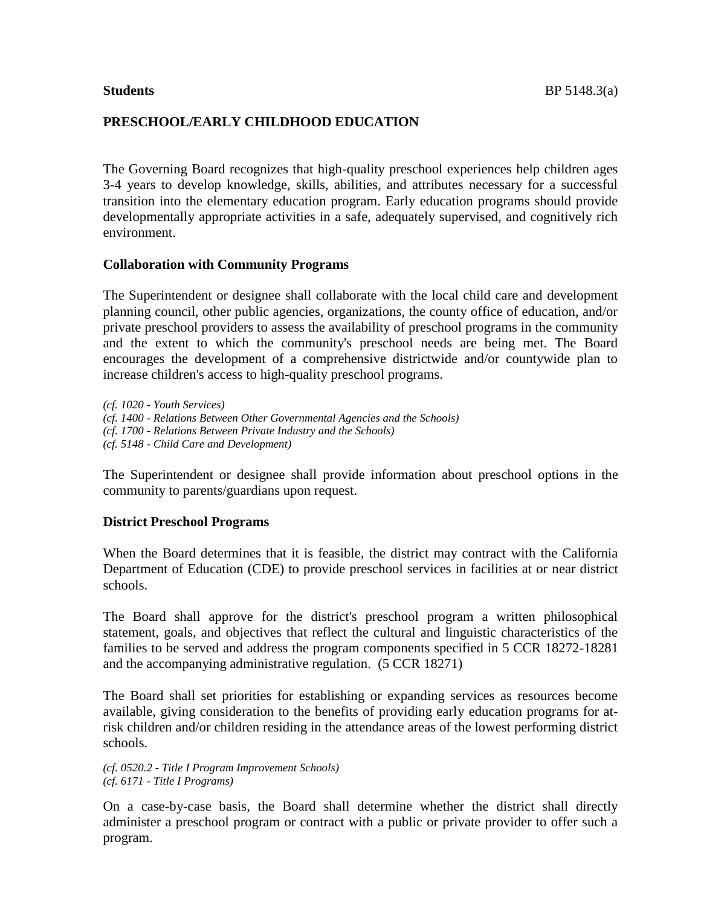**Students** BP 5148.3(a)

## PRESCHOOL/EARLY CHILDHOOD EDUCATION

The Governing Board recognizes that high-quality preschool experiences help children ages 3-4 years to develop knowledge, skills, abilities, and attributes necessary for a successful transition into the elementary education program. Early education programs should provide developmentally appropriate activities in a safe, adequately supervised, and cognitively rich environment.

### Collaboration with Community Programs

The Superintendent or designee shall collaborate with the local child care and development planning council, other public agencies, organizations, the county office of education, and/or private preschool providers to assess the availability of preschool programs in the community and the extent to which the community's preschool needs are being met. The Board encourages the development of a comprehensive districtwide and/or countywide plan to increase children's access to high-quality preschool programs.

*(cf. 1020 - Youth Services)*
*(cf. 1400 - Relations Between Other Governmental Agencies and the Schools)*
*(cf. 1700 - Relations Between Private Industry and the Schools)*
*(cf. 5148 - Child Care and Development)*

The Superintendent or designee shall provide information about preschool options in the community to parents/guardians upon request.

### District Preschool Programs

When the Board determines that it is feasible, the district may contract with the California Department of Education (CDE) to provide preschool services in facilities at or near district schools.

The Board shall approve for the district's preschool program a written philosophical statement, goals, and objectives that reflect the cultural and linguistic characteristics of the families to be served and address the program components specified in 5 CCR 18272-18281 and the accompanying administrative regulation. (5 CCR 18271)

The Board shall set priorities for establishing or expanding services as resources become available, giving consideration to the benefits of providing early education programs for at-risk children and/or children residing in the attendance areas of the lowest performing district schools.

*(cf. 0520.2 - Title I Program Improvement Schools)*
*(cf. 6171 - Title I Programs)*

On a case-by-case basis, the Board shall determine whether the district shall directly administer a preschool program or contract with a public or private provider to offer such a program.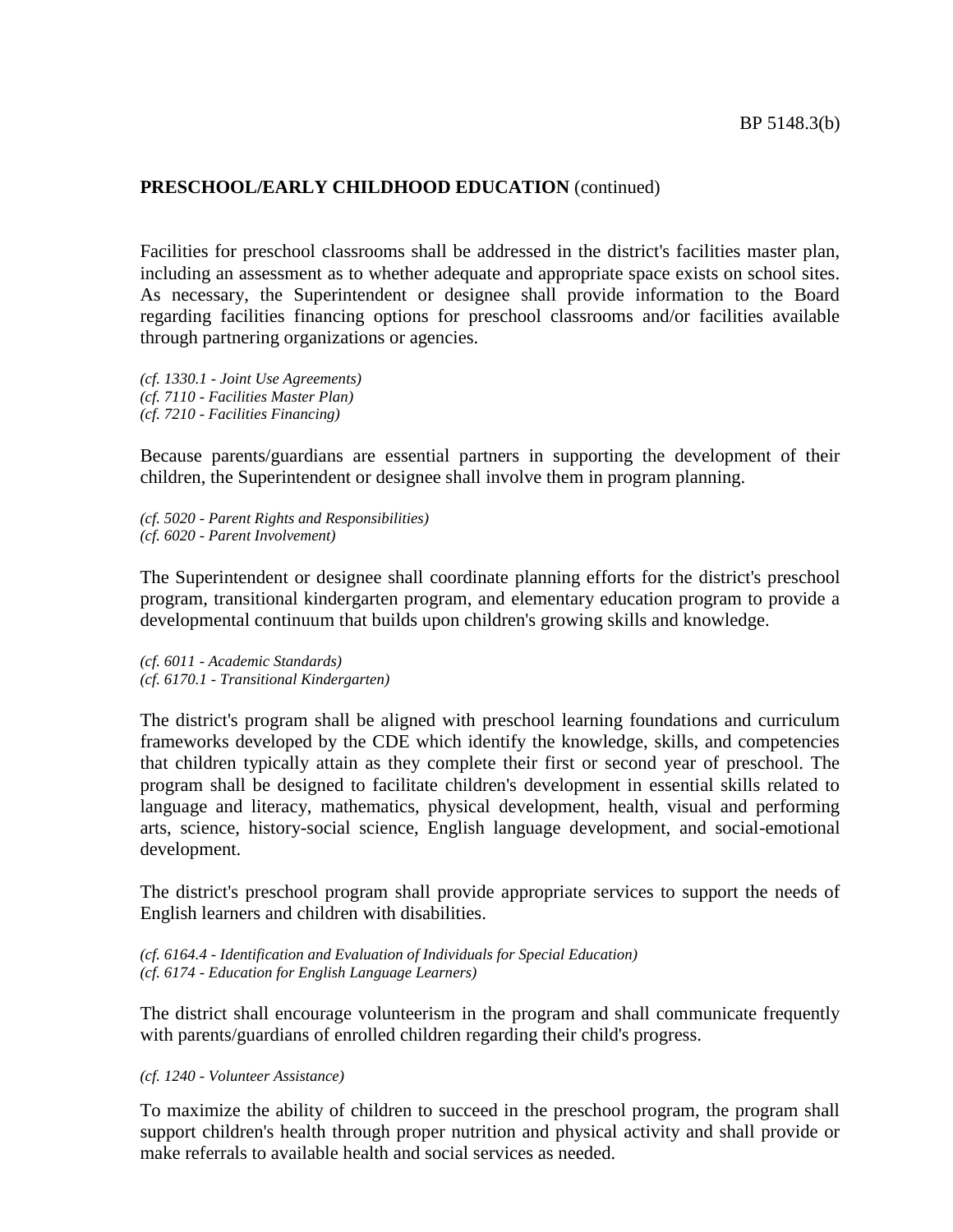**PRESCHOOL/EARLY CHILDHOOD EDUCATION** (continued)

Facilities for preschool classrooms shall be addressed in the district's facilities master plan, including an assessment as to whether adequate and appropriate space exists on school sites. As necessary, the Superintendent or designee shall provide information to the Board regarding facilities financing options for preschool classrooms and/or facilities available through partnering organizations or agencies.

*(cf. 1330.1 - Joint Use Agreements)*
*(cf. 7110 - Facilities Master Plan)*
*(cf. 7210 - Facilities Financing)*

Because parents/guardians are essential partners in supporting the development of their children, the Superintendent or designee shall involve them in program planning.

*(cf. 5020 - Parent Rights and Responsibilities)*
*(cf. 6020 - Parent Involvement)*

The Superintendent or designee shall coordinate planning efforts for the district's preschool program, transitional kindergarten program, and elementary education program to provide a developmental continuum that builds upon children's growing skills and knowledge.

*(cf. 6011 - Academic Standards)*
*(cf. 6170.1 - Transitional Kindergarten)*

The district's program shall be aligned with preschool learning foundations and curriculum frameworks developed by the CDE which identify the knowledge, skills, and competencies that children typically attain as they complete their first or second year of preschool. The program shall be designed to facilitate children's development in essential skills related to language and literacy, mathematics, physical development, health, visual and performing arts, science, history-social science, English language development, and social-emotional development.

The district's preschool program shall provide appropriate services to support the needs of English learners and children with disabilities.

*(cf. 6164.4 - Identification and Evaluation of Individuals for Special Education)*
*(cf. 6174 - Education for English Language Learners)*

The district shall encourage volunteerism in the program and shall communicate frequently with parents/guardians of enrolled children regarding their child's progress.

*(cf. 1240 - Volunteer Assistance)*

To maximize the ability of children to succeed in the preschool program, the program shall support children's health through proper nutrition and physical activity and shall provide or make referrals to available health and social services as needed.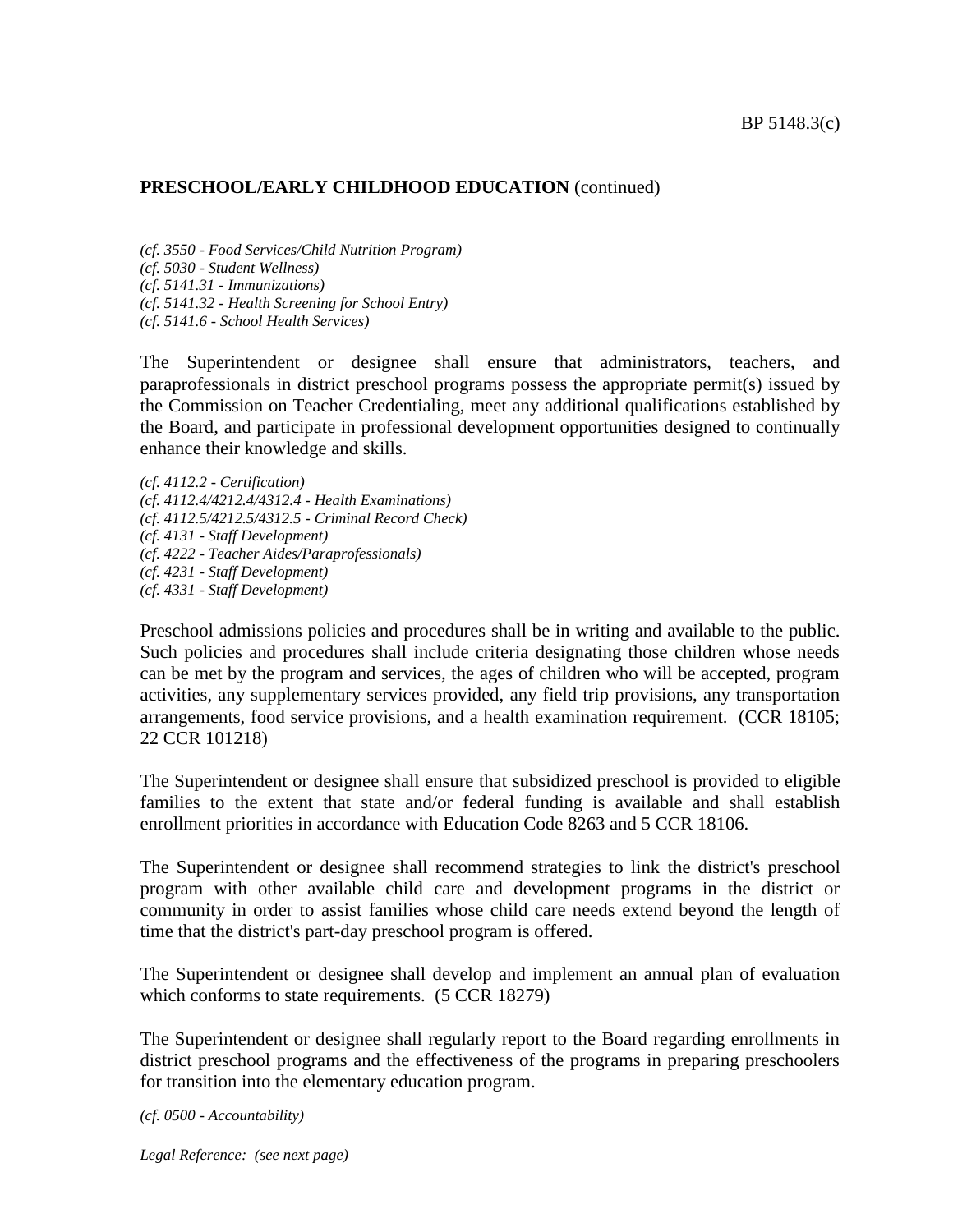**PRESCHOOL/EARLY CHILDHOOD EDUCATION** (continued)

*(cf. 3550 - Food Services/Child Nutrition Program)*
*(cf. 5030 - Student Wellness)*
*(cf. 5141.31 - Immunizations)*
*(cf. 5141.32 - Health Screening for School Entry)*
*(cf. 5141.6 - School Health Services)*

The Superintendent or designee shall ensure that administrators, teachers, and paraprofessionals in district preschool programs possess the appropriate permit(s) issued by the Commission on Teacher Credentialing, meet any additional qualifications established by the Board, and participate in professional development opportunities designed to continually enhance their knowledge and skills.

*(cf. 4112.2 - Certification)*
*(cf. 4112.4/4212.4/4312.4 - Health Examinations)*
*(cf. 4112.5/4212.5/4312.5 - Criminal Record Check)*
*(cf. 4131 - Staff Development)*
*(cf. 4222 - Teacher Aides/Paraprofessionals)*
*(cf. 4231 - Staff Development)*
*(cf. 4331 - Staff Development)*

Preschool admissions policies and procedures shall be in writing and available to the public. Such policies and procedures shall include criteria designating those children whose needs can be met by the program and services, the ages of children who will be accepted, program activities, any supplementary services provided, any field trip provisions, any transportation arrangements, food service provisions, and a health examination requirement. (CCR 18105; 22 CCR 101218)

The Superintendent or designee shall ensure that subsidized preschool is provided to eligible families to the extent that state and/or federal funding is available and shall establish enrollment priorities in accordance with Education Code 8263 and 5 CCR 18106.

The Superintendent or designee shall recommend strategies to link the district's preschool program with other available child care and development programs in the district or community in order to assist families whose child care needs extend beyond the length of time that the district's part-day preschool program is offered.

The Superintendent or designee shall develop and implement an annual plan of evaluation which conforms to state requirements. (5 CCR 18279)

The Superintendent or designee shall regularly report to the Board regarding enrollments in district preschool programs and the effectiveness of the programs in preparing preschoolers for transition into the elementary education program.

*(cf. 0500 - Accountability)*

*Legal Reference: (see next page)*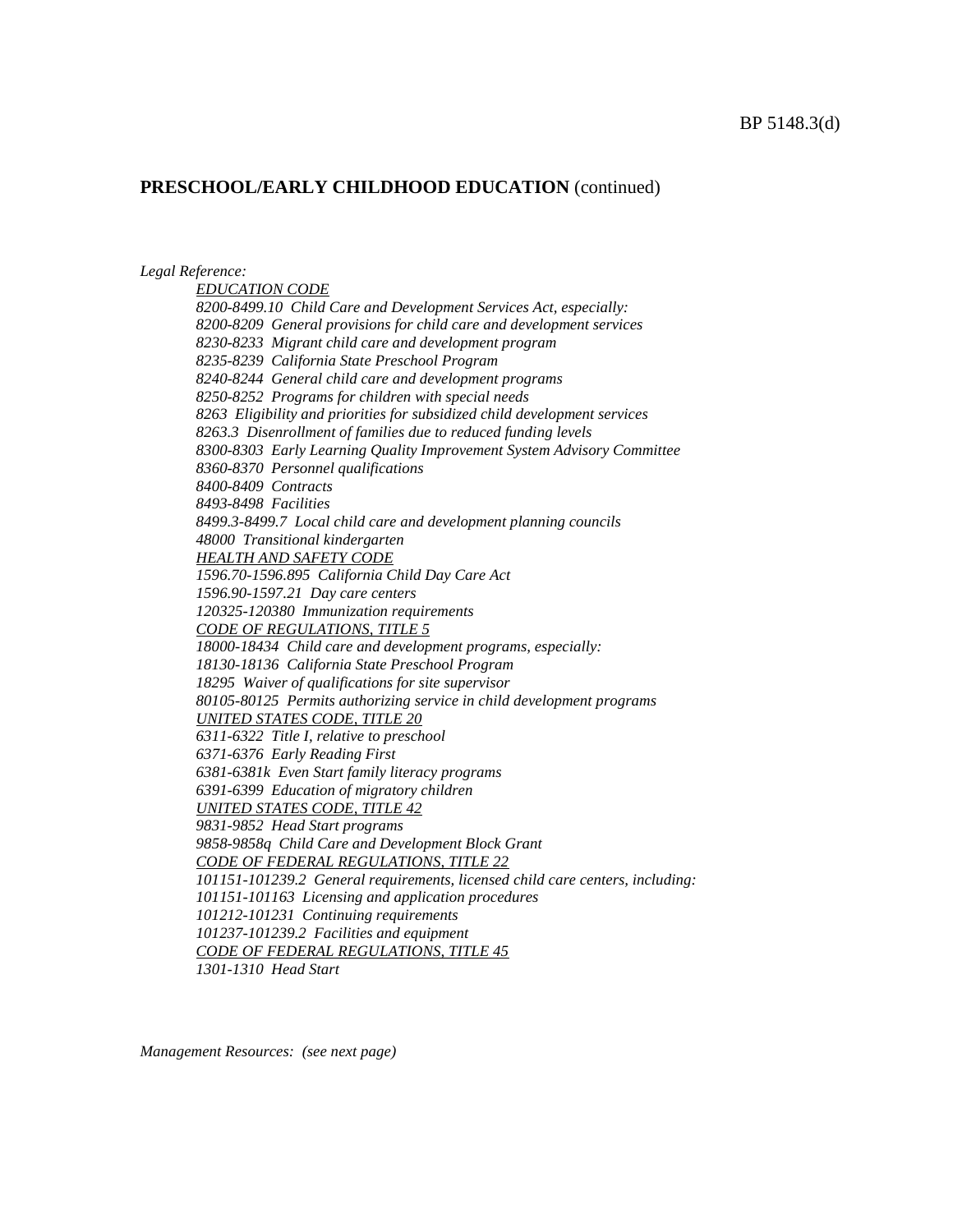**PRESCHOOL/EARLY CHILDHOOD EDUCATION** (continued)

*Legal Reference:*

*EDUCATION CODE*
*8200-8499.10 Child Care and Development Services Act, especially:*
*8200-8209 General provisions for child care and development services*
*8230-8233 Migrant child care and development program*
*8235-8239 California State Preschool Program*
*8240-8244 General child care and development programs*
*8250-8252 Programs for children with special needs*
*8263 Eligibility and priorities for subsidized child development services*
*8263.3 Disenrollment of families due to reduced funding levels*
*8300-8303 Early Learning Quality Improvement System Advisory Committee*
*8360-8370 Personnel qualifications*
*8400-8409 Contracts*
*8493-8498 Facilities*
*8499.3-8499.7 Local child care and development planning councils*
*48000 Transitional kindergarten*
*HEALTH AND SAFETY CODE*
*1596.70-1596.895 California Child Day Care Act*
*1596.90-1597.21 Day care centers*
*120325-120380 Immunization requirements*
*CODE OF REGULATIONS, TITLE 5*
*18000-18434 Child care and development programs, especially:*
*18130-18136 California State Preschool Program*
*18295 Waiver of qualifications for site supervisor*
*80105-80125 Permits authorizing service in child development programs*
*UNITED STATES CODE, TITLE 20*
*6311-6322 Title I, relative to preschool*
*6371-6376 Early Reading First*
*6381-6381k Even Start family literacy programs*
*6391-6399 Education of migratory children*
*UNITED STATES CODE, TITLE 42*
*9831-9852 Head Start programs*
*9858-9858q Child Care and Development Block Grant*
*CODE OF FEDERAL REGULATIONS, TITLE 22*
*101151-101239.2 General requirements, licensed child care centers, including:*
*101151-101163 Licensing and application procedures*
*101212-101231 Continuing requirements*
*101237-101239.2 Facilities and equipment*
*CODE OF FEDERAL REGULATIONS, TITLE 45*
*1301-1310 Head Start*

*Management Resources: (see next page)*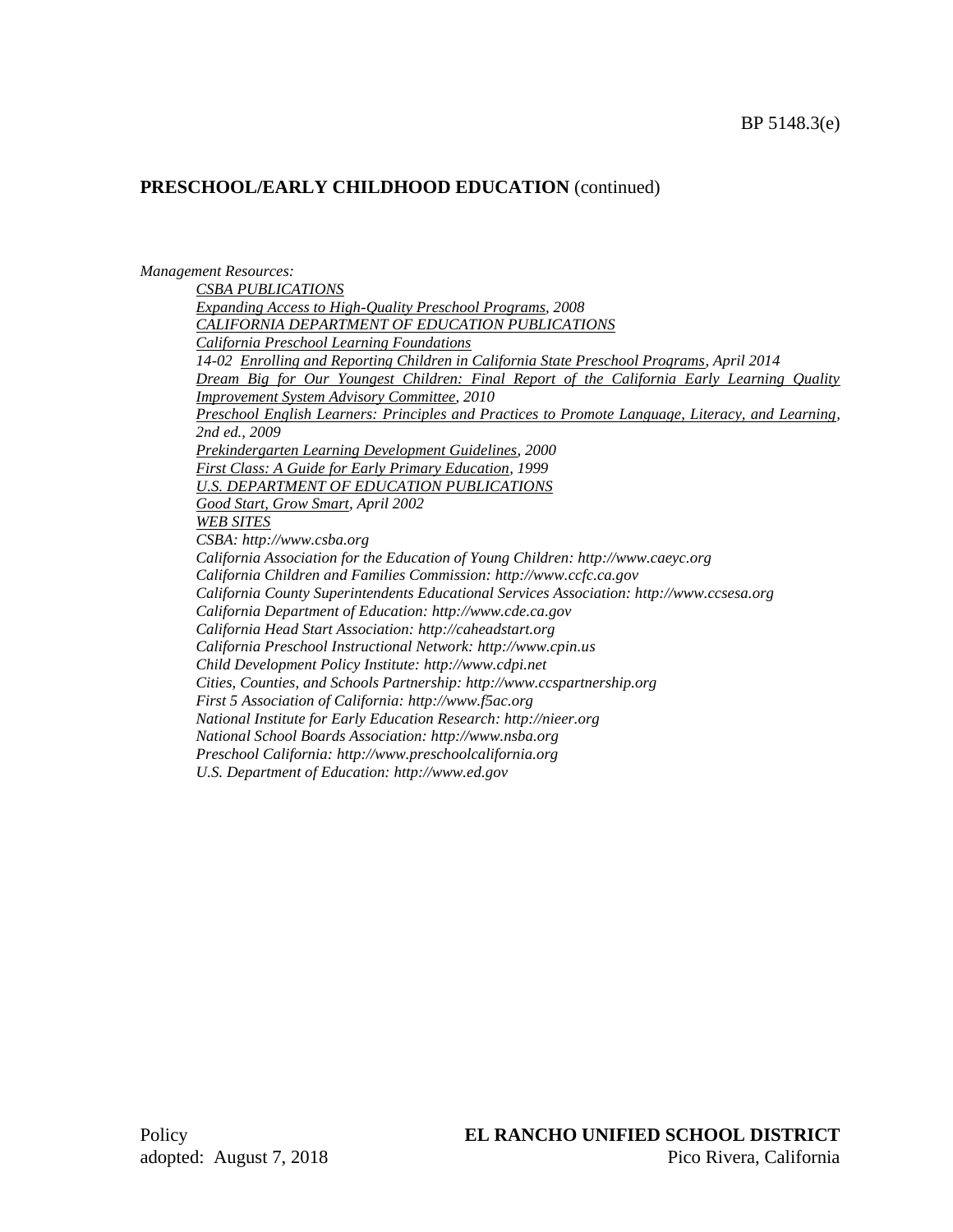**PRESCHOOL/EARLY CHILDHOOD EDUCATION** (continued)

*Management Resources:*

*CSBA PUBLICATIONS*

*Expanding Access to High-Quality Preschool Programs, 2008*

*CALIFORNIA DEPARTMENT OF EDUCATION PUBLICATIONS*

*California Preschool Learning Foundations*

*14-02 Enrolling and Reporting Children in California State Preschool Programs, April 2014*

*Dream Big for Our Youngest Children: Final Report of the California Early Learning Quality Improvement System Advisory Committee, 2010*

*Preschool English Learners: Principles and Practices to Promote Language, Literacy, and Learning, 2nd ed., 2009*

*Prekindergarten Learning Development Guidelines, 2000*

*First Class: A Guide for Early Primary Education, 1999*

*U.S. DEPARTMENT OF EDUCATION PUBLICATIONS*

*Good Start, Grow Smart, April 2002*

*WEB SITES*

*CSBA: http://www.csba.org*

*California Association for the Education of Young Children: http://www.caeyc.org*

*California Children and Families Commission: http://www.ccfc.ca.gov*

*California County Superintendents Educational Services Association: http://www.ccsesa.org*

*California Department of Education: http://www.cde.ca.gov*

*California Head Start Association: http://caheadstart.org*

*California Preschool Instructional Network: http://www.cpin.us*

*Child Development Policy Institute: http://www.cdpi.net*

*Cities, Counties, and Schools Partnership: http://www.ccspartnership.org*

*First 5 Association of California: http://www.f5ac.org*

*National Institute for Early Education Research: http://nieer.org*

*National School Boards Association: http://www.nsba.org*

*Preschool California: http://www.preschoolcalifornia.org*

*U.S. Department of Education: http://www.ed.gov*

Policy
adopted: August 7, 2018

**EL RANCHO UNIFIED SCHOOL DISTRICT**
Pico Rivera, California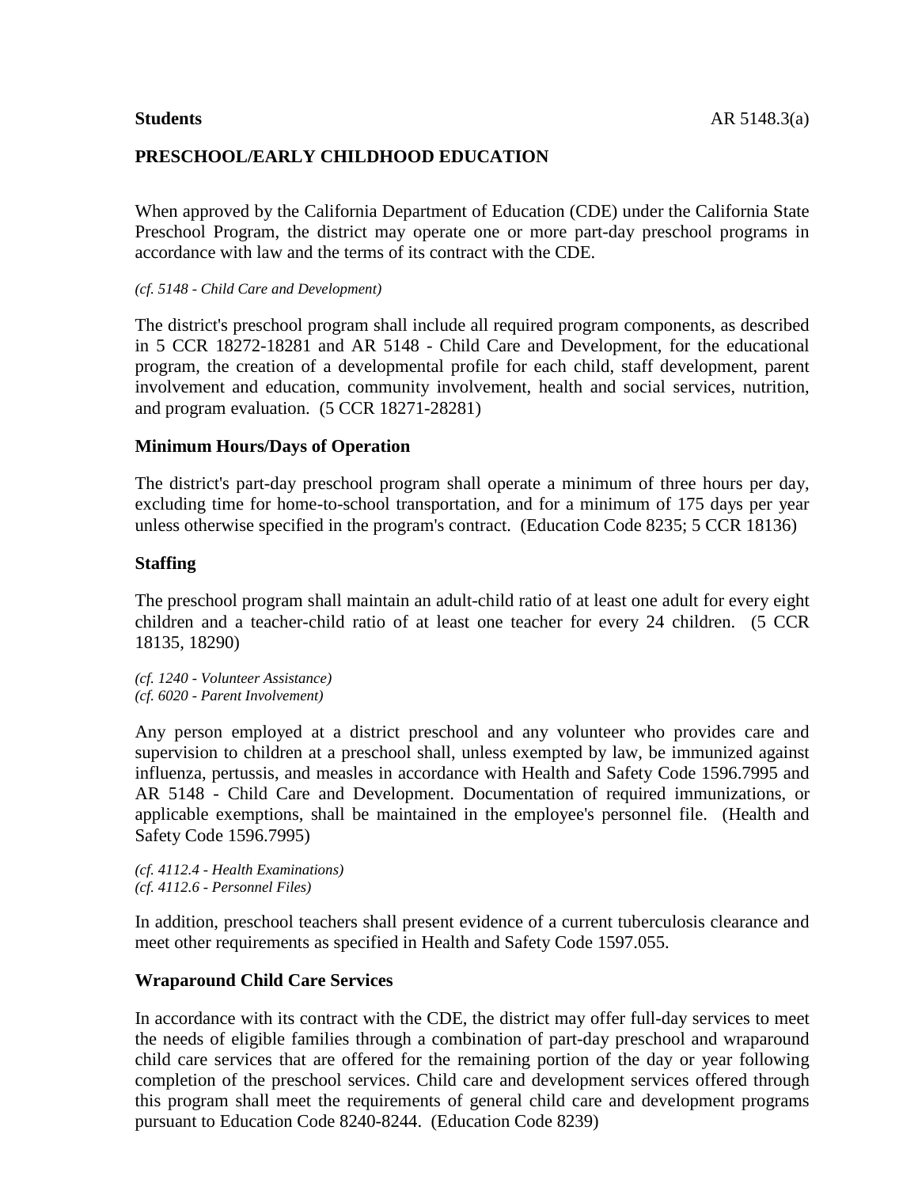**Students** AR 5148.3(a)

## PRESCHOOL/EARLY CHILDHOOD EDUCATION

When approved by the California Department of Education (CDE) under the California State Preschool Program, the district may operate one or more part-day preschool programs in accordance with law and the terms of its contract with the CDE.

*(cf. 5148 - Child Care and Development)*

The district's preschool program shall include all required program components, as described in 5 CCR 18272-18281 and AR 5148 - Child Care and Development, for the educational program, the creation of a developmental profile for each child, staff development, parent involvement and education, community involvement, health and social services, nutrition, and program evaluation. (5 CCR 18271-28281)

### Minimum Hours/Days of Operation

The district's part-day preschool program shall operate a minimum of three hours per day, excluding time for home-to-school transportation, and for a minimum of 175 days per year unless otherwise specified in the program's contract. (Education Code 8235; 5 CCR 18136)

### Staffing

The preschool program shall maintain an adult-child ratio of at least one adult for every eight children and a teacher-child ratio of at least one teacher for every 24 children. (5 CCR 18135, 18290)

*(cf. 1240 - Volunteer Assistance)*
*(cf. 6020 - Parent Involvement)*

Any person employed at a district preschool and any volunteer who provides care and supervision to children at a preschool shall, unless exempted by law, be immunized against influenza, pertussis, and measles in accordance with Health and Safety Code 1596.7995 and AR 5148 - Child Care and Development. Documentation of required immunizations, or applicable exemptions, shall be maintained in the employee's personnel file. (Health and Safety Code 1596.7995)

*(cf. 4112.4 - Health Examinations)*
*(cf. 4112.6 - Personnel Files)*

In addition, preschool teachers shall present evidence of a current tuberculosis clearance and meet other requirements as specified in Health and Safety Code 1597.055.

### Wraparound Child Care Services

In accordance with its contract with the CDE, the district may offer full-day services to meet the needs of eligible families through a combination of part-day preschool and wraparound child care services that are offered for the remaining portion of the day or year following completion of the preschool services. Child care and development services offered through this program shall meet the requirements of general child care and development programs pursuant to Education Code 8240-8244. (Education Code 8239)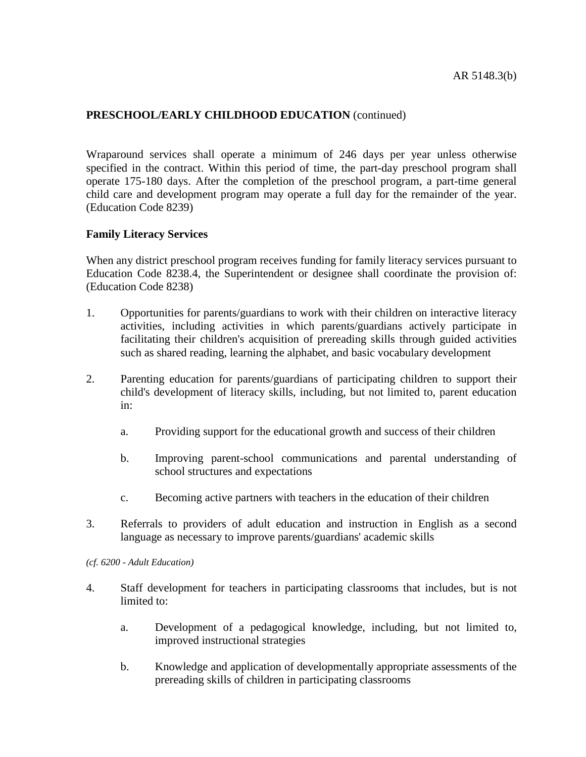**PRESCHOOL/EARLY CHILDHOOD EDUCATION** (continued)

Wraparound services shall operate a minimum of 246 days per year unless otherwise specified in the contract. Within this period of time, the part-day preschool program shall operate 175-180 days. After the completion of the preschool program, a part-time general child care and development program may operate a full day for the remainder of the year. (Education Code 8239)

**Family Literacy Services**

When any district preschool program receives funding for family literacy services pursuant to Education Code 8238.4, the Superintendent or designee shall coordinate the provision of: (Education Code 8238)

1. Opportunities for parents/guardians to work with their children on interactive literacy activities, including activities in which parents/guardians actively participate in facilitating their children's acquisition of prereading skills through guided activities such as shared reading, learning the alphabet, and basic vocabulary development

2. Parenting education for parents/guardians of participating children to support their child's development of literacy skills, including, but not limited to, parent education in:

    a. Providing support for the educational growth and success of their children

    b. Improving parent-school communications and parental understanding of school structures and expectations

    c. Becoming active partners with teachers in the education of their children

3. Referrals to providers of adult education and instruction in English as a second language as necessary to improve parents/guardians' academic skills

*(cf. 6200 - Adult Education)*

4. Staff development for teachers in participating classrooms that includes, but is not limited to:

    a. Development of a pedagogical knowledge, including, but not limited to, improved instructional strategies

    b. Knowledge and application of developmentally appropriate assessments of the prereading skills of children in participating classrooms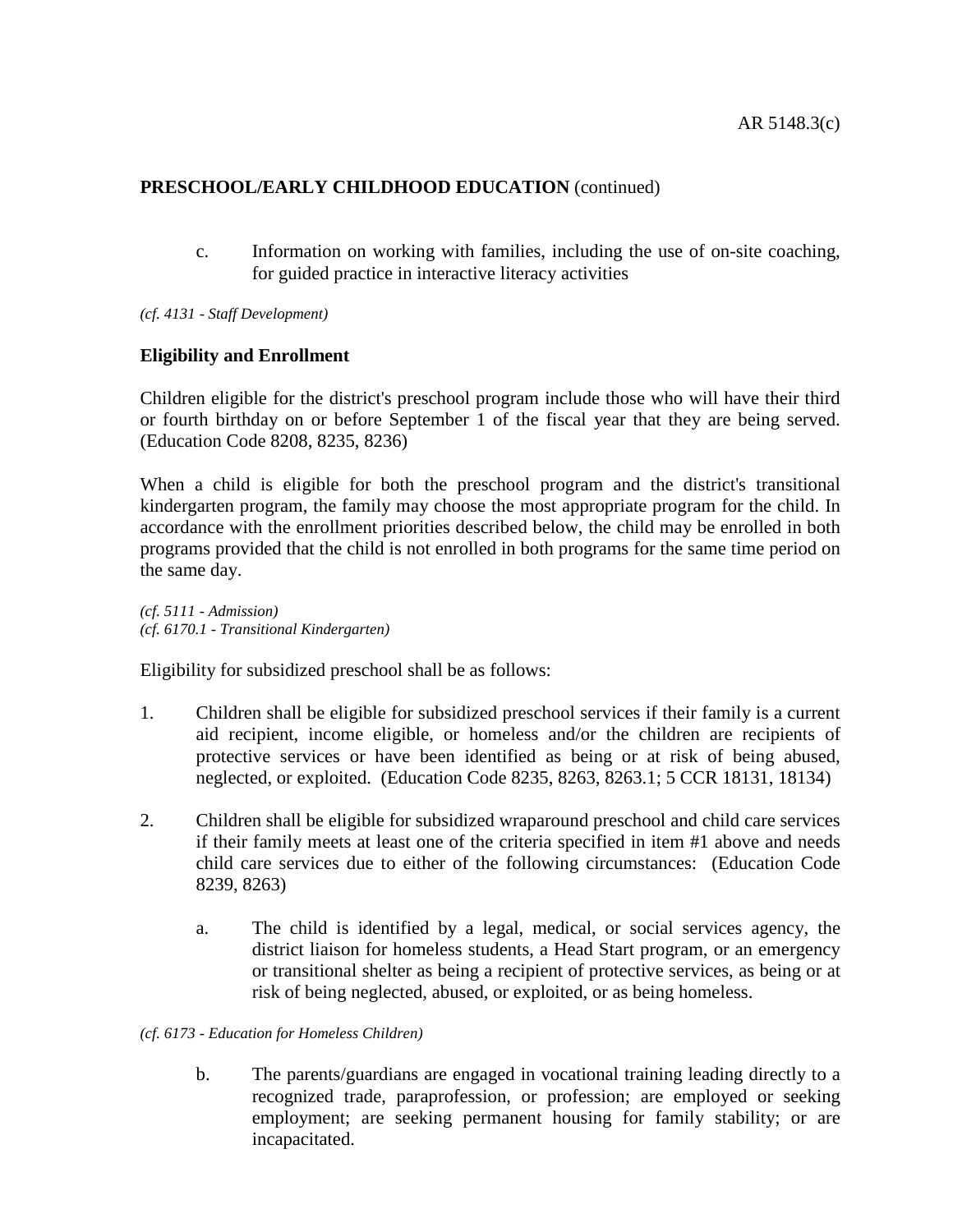**PRESCHOOL/EARLY CHILDHOOD EDUCATION** (continued)

c. Information on working with families, including the use of on-site coaching, for guided practice in interactive literacy activities

*(cf. 4131 - Staff Development)*

**Eligibility and Enrollment**

Children eligible for the district's preschool program include those who will have their third or fourth birthday on or before September 1 of the fiscal year that they are being served. (Education Code 8208, 8235, 8236)

When a child is eligible for both the preschool program and the district's transitional kindergarten program, the family may choose the most appropriate program for the child. In accordance with the enrollment priorities described below, the child may be enrolled in both programs provided that the child is not enrolled in both programs for the same time period on the same day.

*(cf. 5111 - Admission)*
*(cf. 6170.1 - Transitional Kindergarten)*

Eligibility for subsidized preschool shall be as follows:

1. Children shall be eligible for subsidized preschool services if their family is a current aid recipient, income eligible, or homeless and/or the children are recipients of protective services or have been identified as being or at risk of being abused, neglected, or exploited. (Education Code 8235, 8263, 8263.1; 5 CCR 18131, 18134)

2. Children shall be eligible for subsidized wraparound preschool and child care services if their family meets at least one of the criteria specified in item #1 above and needs child care services due to either of the following circumstances: (Education Code 8239, 8263)

   a. The child is identified by a legal, medical, or social services agency, the district liaison for homeless students, a Head Start program, or an emergency or transitional shelter as being a recipient of protective services, as being or at risk of being neglected, abused, or exploited, or as being homeless.

*(cf. 6173 - Education for Homeless Children)*

   b. The parents/guardians are engaged in vocational training leading directly to a recognized trade, paraprofession, or profession; are employed or seeking employment; are seeking permanent housing for family stability; or are incapacitated.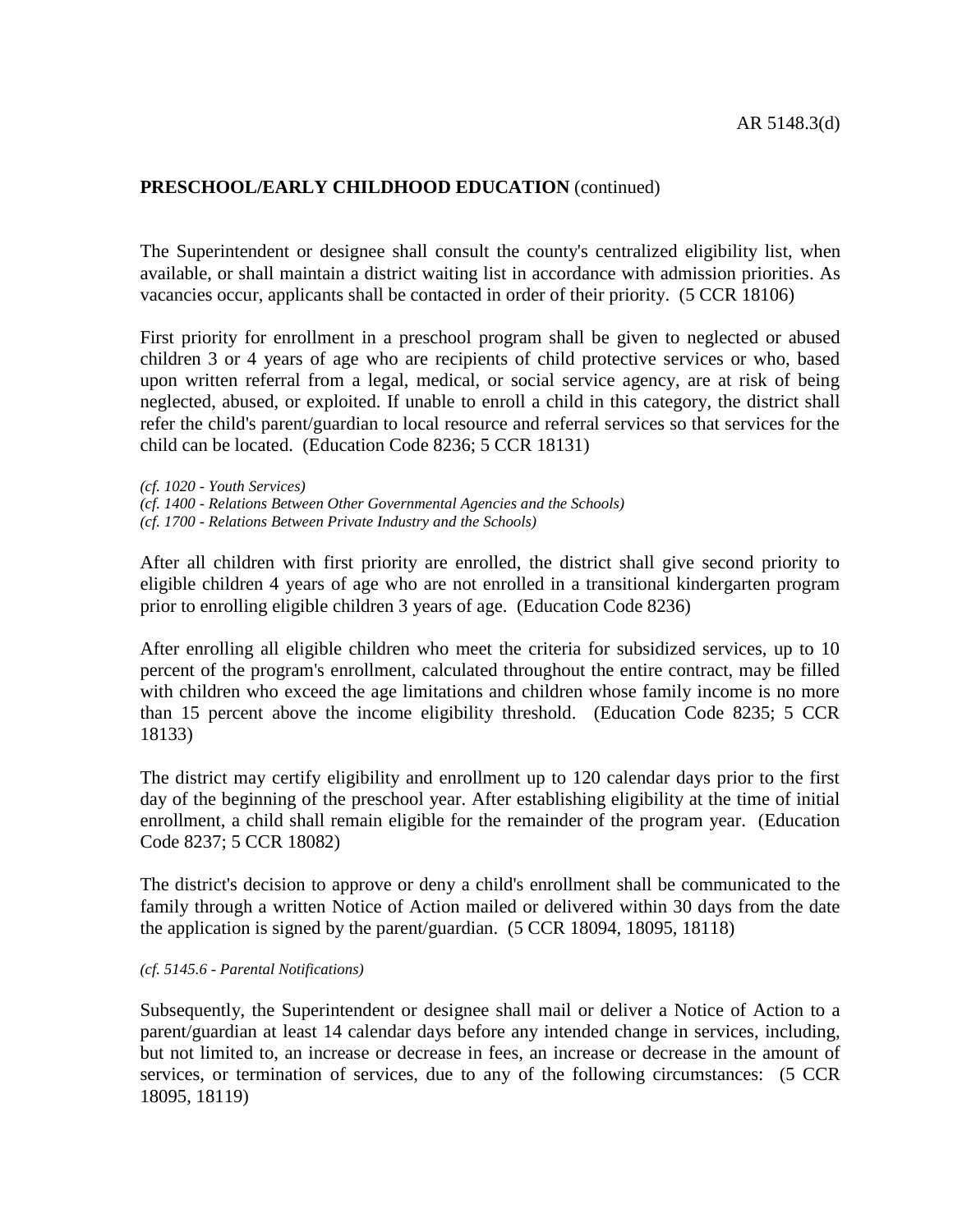**PRESCHOOL/EARLY CHILDHOOD EDUCATION** (continued)

The Superintendent or designee shall consult the county's centralized eligibility list, when available, or shall maintain a district waiting list in accordance with admission priorities. As vacancies occur, applicants shall be contacted in order of their priority. (5 CCR 18106)

First priority for enrollment in a preschool program shall be given to neglected or abused children 3 or 4 years of age who are recipients of child protective services or who, based upon written referral from a legal, medical, or social service agency, are at risk of being neglected, abused, or exploited. If unable to enroll a child in this category, the district shall refer the child's parent/guardian to local resource and referral services so that services for the child can be located. (Education Code 8236; 5 CCR 18131)

*(cf. 1020 - Youth Services)*
*(cf. 1400 - Relations Between Other Governmental Agencies and the Schools)*
*(cf. 1700 - Relations Between Private Industry and the Schools)*

After all children with first priority are enrolled, the district shall give second priority to eligible children 4 years of age who are not enrolled in a transitional kindergarten program prior to enrolling eligible children 3 years of age. (Education Code 8236)

After enrolling all eligible children who meet the criteria for subsidized services, up to 10 percent of the program's enrollment, calculated throughout the entire contract, may be filled with children who exceed the age limitations and children whose family income is no more than 15 percent above the income eligibility threshold. (Education Code 8235; 5 CCR 18133)

The district may certify eligibility and enrollment up to 120 calendar days prior to the first day of the beginning of the preschool year. After establishing eligibility at the time of initial enrollment, a child shall remain eligible for the remainder of the program year. (Education Code 8237; 5 CCR 18082)

The district's decision to approve or deny a child's enrollment shall be communicated to the family through a written Notice of Action mailed or delivered within 30 days from the date the application is signed by the parent/guardian. (5 CCR 18094, 18095, 18118)

*(cf. 5145.6 - Parental Notifications)*

Subsequently, the Superintendent or designee shall mail or deliver a Notice of Action to a parent/guardian at least 14 calendar days before any intended change in services, including, but not limited to, an increase or decrease in fees, an increase or decrease in the amount of services, or termination of services, due to any of the following circumstances: (5 CCR 18095, 18119)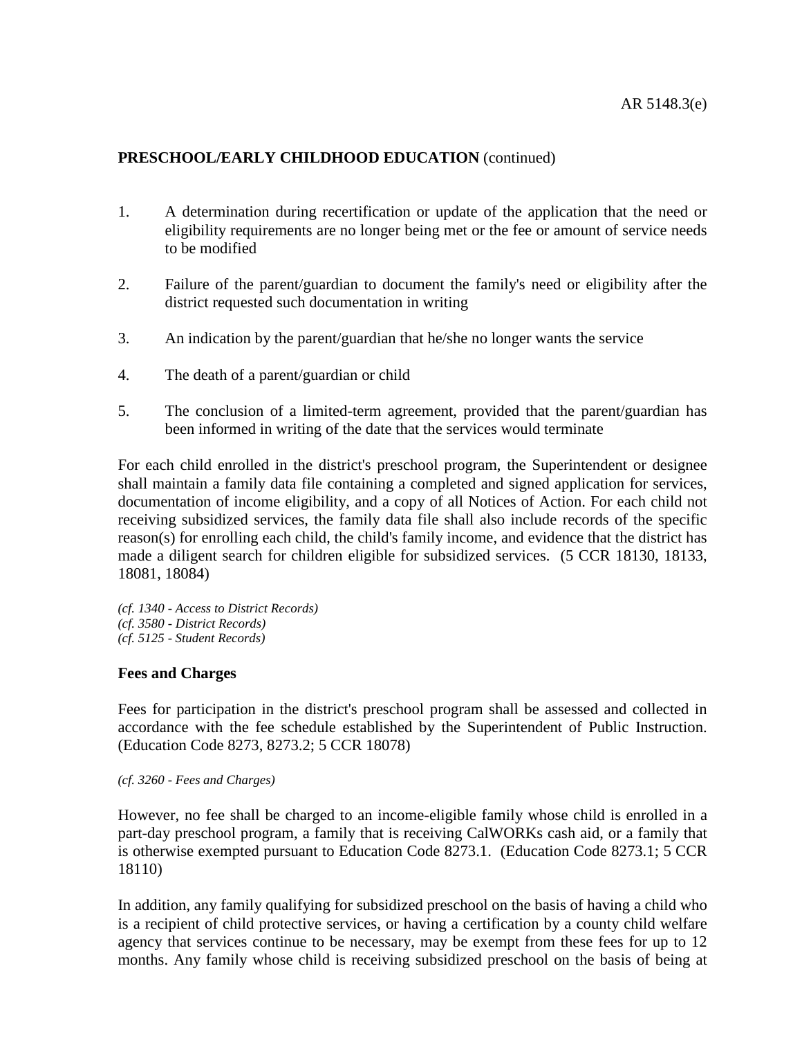1. A determination during recertification or update of the application that the need or eligibility requirements are no longer being met or the fee or amount of service needs to be modified

2. Failure of the parent/guardian to document the family's need or eligibility after the district requested such documentation in writing

3. An indication by the parent/guardian that he/she no longer wants the service

4. The death of a parent/guardian or child

5. The conclusion of a limited-term agreement, provided that the parent/guardian has been informed in writing of the date that the services would terminate

For each child enrolled in the district's preschool program, the Superintendent or designee shall maintain a family data file containing a completed and signed application for services, documentation of income eligibility, and a copy of all Notices of Action. For each child not receiving subsidized services, the family data file shall also include records of the specific reason(s) for enrolling each child, the child's family income, and evidence that the district has made a diligent search for children eligible for subsidized services. (5 CCR 18130, 18133, 18081, 18084)

*(cf. 1340 - Access to District Records)*
*(cf. 3580 - District Records)*
*(cf. 5125 - Student Records)*

**Fees and Charges**

Fees for participation in the district's preschool program shall be assessed and collected in accordance with the fee schedule established by the Superintendent of Public Instruction. (Education Code 8273, 8273.2; 5 CCR 18078)

*(cf. 3260 - Fees and Charges)*

However, no fee shall be charged to an income-eligible family whose child is enrolled in a part-day preschool program, a family that is receiving CalWORKs cash aid, or a family that is otherwise exempted pursuant to Education Code 8273.1. (Education Code 8273.1; 5 CCR 18110)

In addition, any family qualifying for subsidized preschool on the basis of having a child who is a recipient of child protective services, or having a certification by a county child welfare agency that services continue to be necessary, may be exempt from these fees for up to 12 months. Any family whose child is receiving subsidized preschool on the basis of being at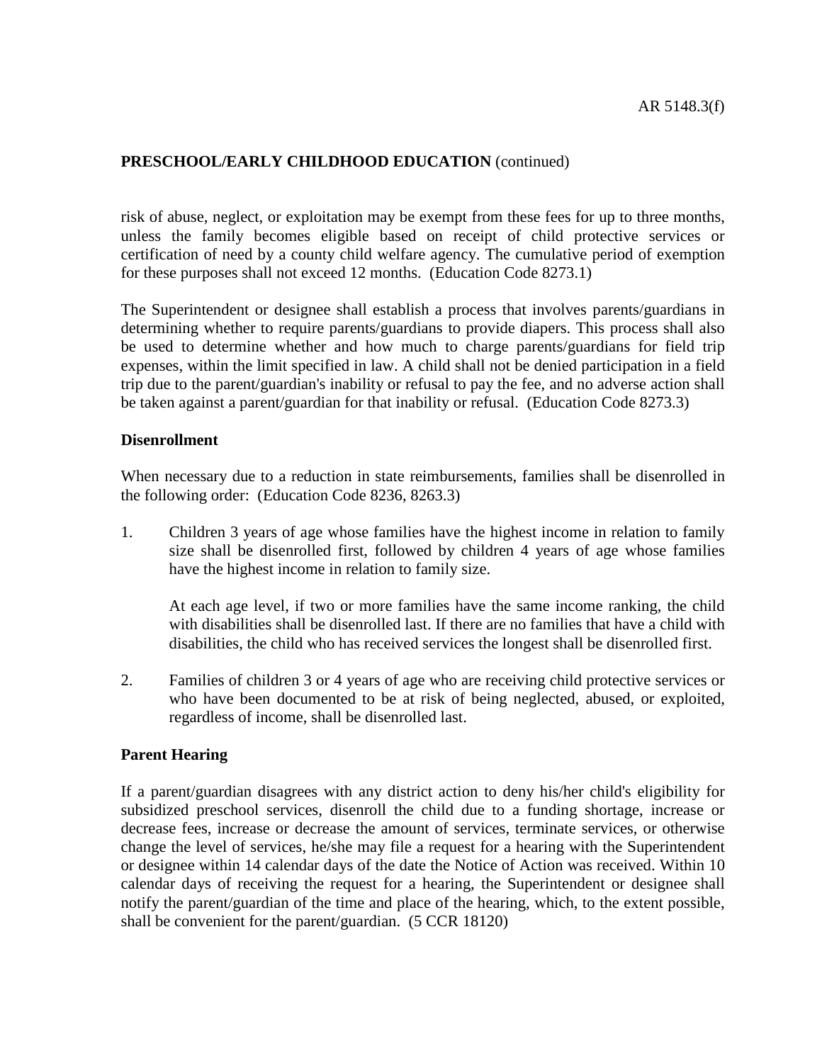risk of abuse, neglect, or exploitation may be exempt from these fees for up to three months, unless the family becomes eligible based on receipt of child protective services or certification of need by a county child welfare agency. The cumulative period of exemption for these purposes shall not exceed 12 months. (Education Code 8273.1)

The Superintendent or designee shall establish a process that involves parents/guardians in determining whether to require parents/guardians to provide diapers. This process shall also be used to determine whether and how much to charge parents/guardians for field trip expenses, within the limit specified in law. A child shall not be denied participation in a field trip due to the parent/guardian's inability or refusal to pay the fee, and no adverse action shall be taken against a parent/guardian for that inability or refusal. (Education Code 8273.3)

**Disenrollment**

When necessary due to a reduction in state reimbursements, families shall be disenrolled in the following order: (Education Code 8236, 8263.3)

1. Children 3 years of age whose families have the highest income in relation to family size shall be disenrolled first, followed by children 4 years of age whose families have the highest income in relation to family size.

   At each age level, if two or more families have the same income ranking, the child with disabilities shall be disenrolled last. If there are no families that have a child with disabilities, the child who has received services the longest shall be disenrolled first.

2. Families of children 3 or 4 years of age who are receiving child protective services or who have been documented to be at risk of being neglected, abused, or exploited, regardless of income, shall be disenrolled last.

**Parent Hearing**

If a parent/guardian disagrees with any district action to deny his/her child's eligibility for subsidized preschool services, disenroll the child due to a funding shortage, increase or decrease fees, increase or decrease the amount of services, terminate services, or otherwise change the level of services, he/she may file a request for a hearing with the Superintendent or designee within 14 calendar days of the date the Notice of Action was received. Within 10 calendar days of receiving the request for a hearing, the Superintendent or designee shall notify the parent/guardian of the time and place of the hearing, which, to the extent possible, shall be convenient for the parent/guardian. (5 CCR 18120)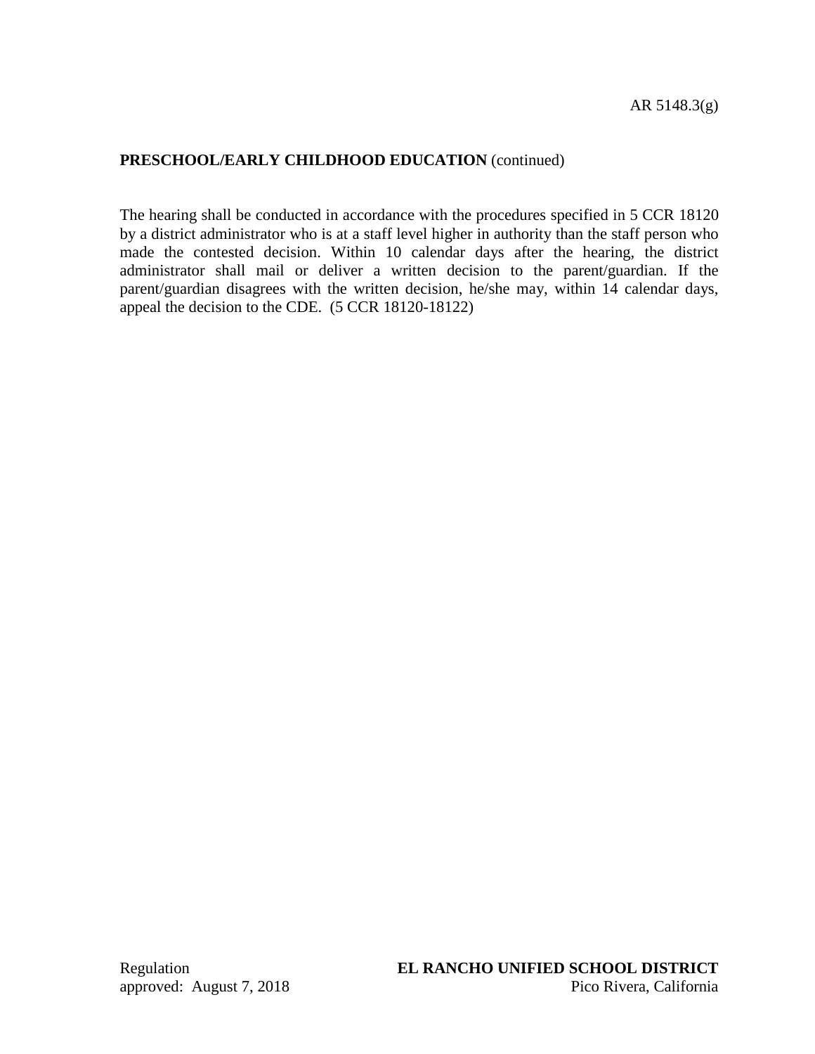The hearing shall be conducted in accordance with the procedures specified in 5 CCR 18120 by a district administrator who is at a staff level higher in authority than the staff person who made the contested decision. Within 10 calendar days after the hearing, the district administrator shall mail or deliver a written decision to the parent/guardian. If the parent/guardian disagrees with the written decision, he/she may, within 14 calendar days, appeal the decision to the CDE. (5 CCR 18120-18122)

Regulation
approved: August 7, 2018

**EL RANCHO UNIFIED SCHOOL DISTRICT**
Pico Rivera, California